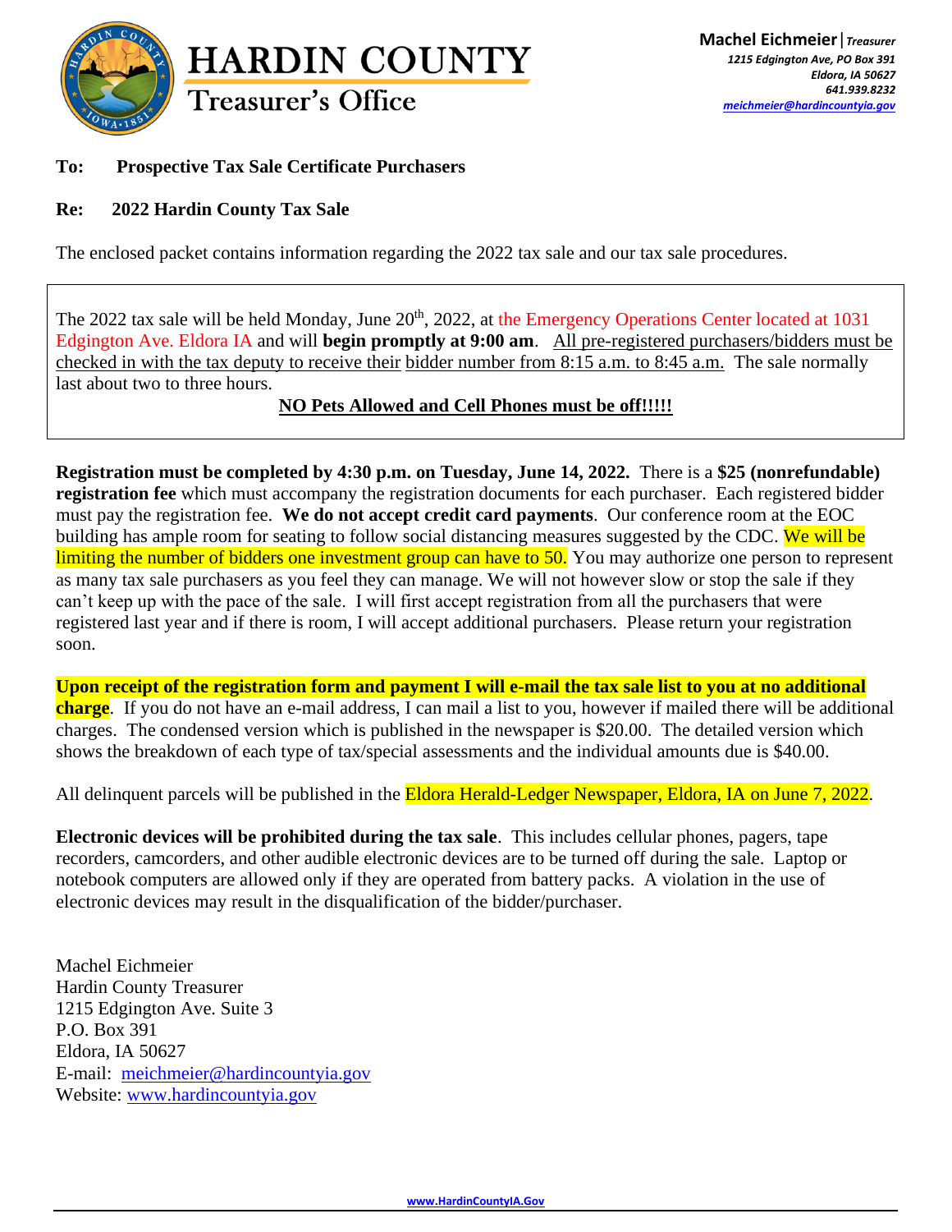# HARDIN COUNTY
## Treasurer's Office

**Machel Eichmeier** | *Treasurer*
*1215 Edgington Ave, PO Box 391*
*Eldora, IA 50627*
*641.939.8232*
*meichmeier@hardincountyia.gov*

**To: Prospective Tax Sale Certificate Purchasers**

**Re: 2022 Hardin County Tax Sale**

The enclosed packet contains information regarding the 2022 tax sale and our tax sale procedures.

The 2022 tax sale will be held Monday, June 20th, 2022, at the Emergency Operations Center located at 1031 Edgington Ave. Eldora IA and will **begin promptly at 9:00 am**. All pre-registered purchasers/bidders must be checked in with the tax deputy to receive their bidder number from 8:15 a.m. to 8:45 a.m. The sale normally last about two to three hours.

**NO Pets Allowed and Cell Phones must be off!!!!!**

**Registration must be completed by 4:30 p.m. on Tuesday, June 14, 2022.** There is a **$25 (nonrefundable) registration fee** which must accompany the registration documents for each purchaser. Each registered bidder must pay the registration fee. **We do not accept credit card payments**. Our conference room at the EOC building has ample room for seating to follow social distancing measures suggested by the CDC. We will be limiting the number of bidders one investment group can have to 50. You may authorize one person to represent as many tax sale purchasers as you feel they can manage. We will not however slow or stop the sale if they can't keep up with the pace of the sale. I will first accept registration from all the purchasers that were registered last year and if there is room, I will accept additional purchasers. Please return your registration soon.

**Upon receipt of the registration form and payment I will e-mail the tax sale list to you at no additional charge**. If you do not have an e-mail address, I can mail a list to you, however if mailed there will be additional charges. The condensed version which is published in the newspaper is $20.00. The detailed version which shows the breakdown of each type of tax/special assessments and the individual amounts due is $40.00.

All delinquent parcels will be published in the Eldora Herald-Ledger Newspaper, Eldora, IA on June 7, 2022.

**Electronic devices will be prohibited during the tax sale**. This includes cellular phones, pagers, tape recorders, camcorders, and other audible electronic devices are to be turned off during the sale. Laptop or notebook computers are allowed only if they are operated from battery packs. A violation in the use of electronic devices may result in the disqualification of the bidder/purchaser.

Machel Eichmeier
Hardin County Treasurer
1215 Edgington Ave. Suite 3
P.O. Box 391
Eldora, IA 50627
E-mail: meichmeier@hardincountyia.gov
Website: www.hardincountyia.gov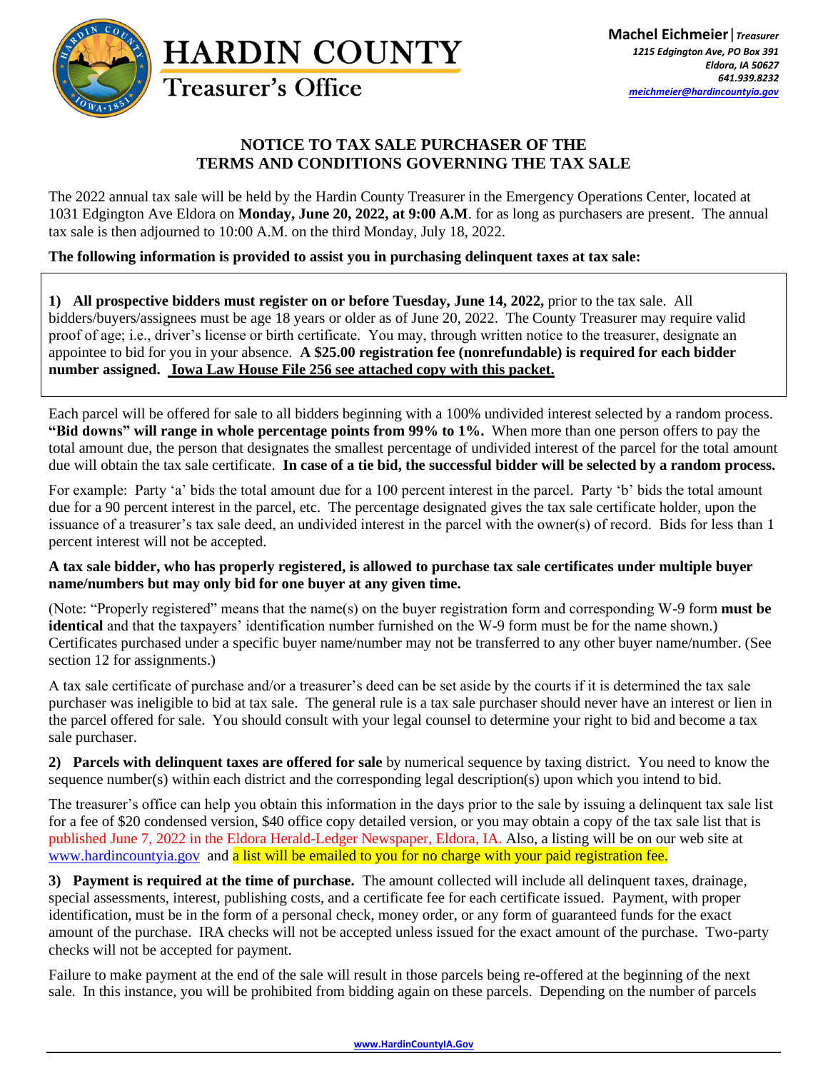# HARDIN COUNTY

Treasurer's Office

**Machel Eichmeier** | *Treasurer*
*1215 Edgington Ave, PO Box 391*
*Eldora, IA 50627*
*641.939.8232*
*meichmeier@hardincountyia.gov*

## NOTICE TO TAX SALE PURCHASER OF THE TERMS AND CONDITIONS GOVERNING THE TAX SALE

The 2022 annual tax sale will be held by the Hardin County Treasurer in the Emergency Operations Center, located at 1031 Edgington Ave Eldora on **Monday, June 20, 2022, at 9:00 A.M**. for as long as purchasers are present. The annual tax sale is then adjourned to 10:00 A.M. on the third Monday, July 18, 2022.

**The following information is provided to assist you in purchasing delinquent taxes at tax sale:**

**1) All prospective bidders must register on or before Tuesday, June 14, 2022,** prior to the tax sale. All bidders/buyers/assignees must be age 18 years or older as of June 20, 2022. The County Treasurer may require valid proof of age; i.e., driver's license or birth certificate. You may, through written notice to the treasurer, designate an appointee to bid for you in your absence. **A $25.00 registration fee (nonrefundable) is required for each bidder number assigned. Iowa Law House File 256 see attached copy with this packet.**

Each parcel will be offered for sale to all bidders beginning with a 100% undivided interest selected by a random process. **"Bid downs" will range in whole percentage points from 99% to 1%.** When more than one person offers to pay the total amount due, the person that designates the smallest percentage of undivided interest of the parcel for the total amount due will obtain the tax sale certificate. **In case of a tie bid, the successful bidder will be selected by a random process.**

For example: Party 'a' bids the total amount due for a 100 percent interest in the parcel. Party 'b' bids the total amount due for a 90 percent interest in the parcel, etc. The percentage designated gives the tax sale certificate holder, upon the issuance of a treasurer's tax sale deed, an undivided interest in the parcel with the owner(s) of record. Bids for less than 1 percent interest will not be accepted.

**A tax sale bidder, who has properly registered, is allowed to purchase tax sale certificates under multiple buyer name/numbers but may only bid for one buyer at any given time.**

(Note: "Properly registered" means that the name(s) on the buyer registration form and corresponding W-9 form **must be identical** and that the taxpayers' identification number furnished on the W-9 form must be for the name shown.) Certificates purchased under a specific buyer name/number may not be transferred to any other buyer name/number. (See section 12 for assignments.)

A tax sale certificate of purchase and/or a treasurer's deed can be set aside by the courts if it is determined the tax sale purchaser was ineligible to bid at tax sale. The general rule is a tax sale purchaser should never have an interest or lien in the parcel offered for sale. You should consult with your legal counsel to determine your right to bid and become a tax sale purchaser.

**2) Parcels with delinquent taxes are offered for sale** by numerical sequence by taxing district. You need to know the sequence number(s) within each district and the corresponding legal description(s) upon which you intend to bid.

The treasurer's office can help you obtain this information in the days prior to the sale by issuing a delinquent tax sale list for a fee of $20 condensed version, $40 office copy detailed version, or you may obtain a copy of the tax sale list that is published June 7, 2022 in the Eldora Herald-Ledger Newspaper, Eldora, IA. Also, a listing will be on our web site at www.hardincountyia.gov and a list will be emailed to you for no charge with your paid registration fee.

**3) Payment is required at the time of purchase.** The amount collected will include all delinquent taxes, drainage, special assessments, interest, publishing costs, and a certificate fee for each certificate issued. Payment, with proper identification, must be in the form of a personal check, money order, or any form of guaranteed funds for the exact amount of the purchase. IRA checks will not be accepted unless issued for the exact amount of the purchase. Two-party checks will not be accepted for payment.

Failure to make payment at the end of the sale will result in those parcels being re-offered at the beginning of the next sale. In this instance, you will be prohibited from bidding again on these parcels. Depending on the number of parcels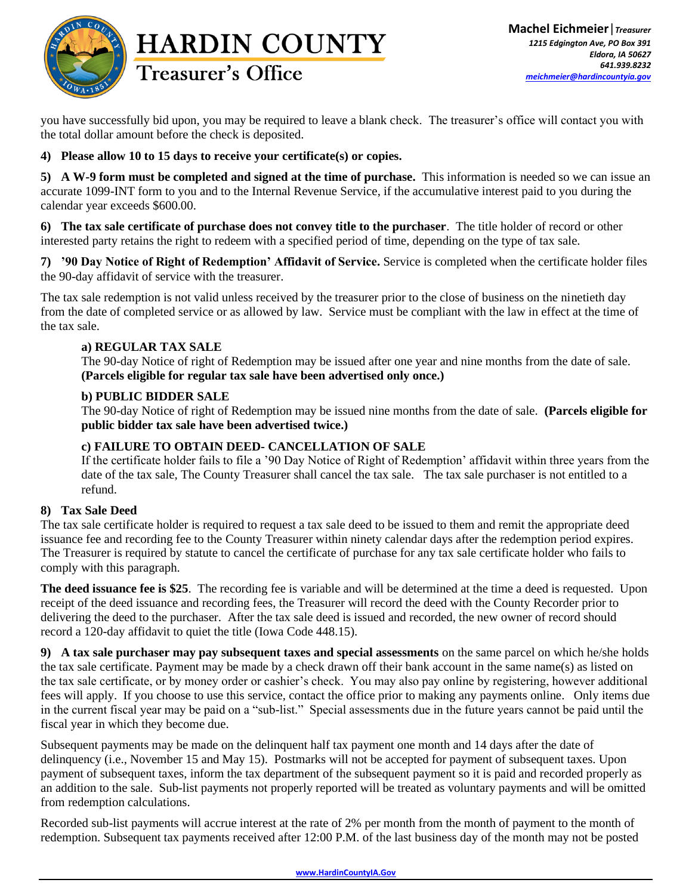you have successfully bid upon, you may be required to leave a blank check. The treasurer's office will contact you with the total dollar amount before the check is deposited.

**4) Please allow 10 to 15 days to receive your certificate(s) or copies.**

**5) A W-9 form must be completed and signed at the time of purchase.** This information is needed so we can issue an accurate 1099-INT form to you and to the Internal Revenue Service, if the accumulative interest paid to you during the calendar year exceeds $600.00.

**6) The tax sale certificate of purchase does not convey title to the purchaser**. The title holder of record or other interested party retains the right to redeem with a specified period of time, depending on the type of tax sale.

**7) '90 Day Notice of Right of Redemption' Affidavit of Service.** Service is completed when the certificate holder files the 90-day affidavit of service with the treasurer.

The tax sale redemption is not valid unless received by the treasurer prior to the close of business on the ninetieth day from the date of completed service or as allowed by law. Service must be compliant with the law in effect at the time of the tax sale.

**a) REGULAR TAX SALE**
The 90-day Notice of right of Redemption may be issued after one year and nine months from the date of sale. **(Parcels eligible for regular tax sale have been advertised only once.)**

**b) PUBLIC BIDDER SALE**
The 90-day Notice of right of Redemption may be issued nine months from the date of sale. **(Parcels eligible for public bidder tax sale have been advertised twice.)**

**c) FAILURE TO OBTAIN DEED- CANCELLATION OF SALE**
If the certificate holder fails to file a '90 Day Notice of Right of Redemption' affidavit within three years from the date of the tax sale, The County Treasurer shall cancel the tax sale. The tax sale purchaser is not entitled to a refund.

**8) Tax Sale Deed**
The tax sale certificate holder is required to request a tax sale deed to be issued to them and remit the appropriate deed issuance fee and recording fee to the County Treasurer within ninety calendar days after the redemption period expires. The Treasurer is required by statute to cancel the certificate of purchase for any tax sale certificate holder who fails to comply with this paragraph.

**The deed issuance fee is $25**. The recording fee is variable and will be determined at the time a deed is requested. Upon receipt of the deed issuance and recording fees, the Treasurer will record the deed with the County Recorder prior to delivering the deed to the purchaser. After the tax sale deed is issued and recorded, the new owner of record should record a 120-day affidavit to quiet the title (Iowa Code 448.15).

**9) A tax sale purchaser may pay subsequent taxes and special assessments** on the same parcel on which he/she holds the tax sale certificate. Payment may be made by a check drawn off their bank account in the same name(s) as listed on the tax sale certificate, or by money order or cashier's check. You may also pay online by registering, however additional fees will apply. If you choose to use this service, contact the office prior to making any payments online. Only items due in the current fiscal year may be paid on a "sub-list." Special assessments due in the future years cannot be paid until the fiscal year in which they become due.

Subsequent payments may be made on the delinquent half tax payment one month and 14 days after the date of delinquency (i.e., November 15 and May 15). Postmarks will not be accepted for payment of subsequent taxes. Upon payment of subsequent taxes, inform the tax department of the subsequent payment so it is paid and recorded properly as an addition to the sale. Sub-list payments not properly reported will be treated as voluntary payments and will be omitted from redemption calculations.

Recorded sub-list payments will accrue interest at the rate of 2% per month from the month of payment to the month of redemption. Subsequent tax payments received after 12:00 P.M. of the last business day of the month may not be posted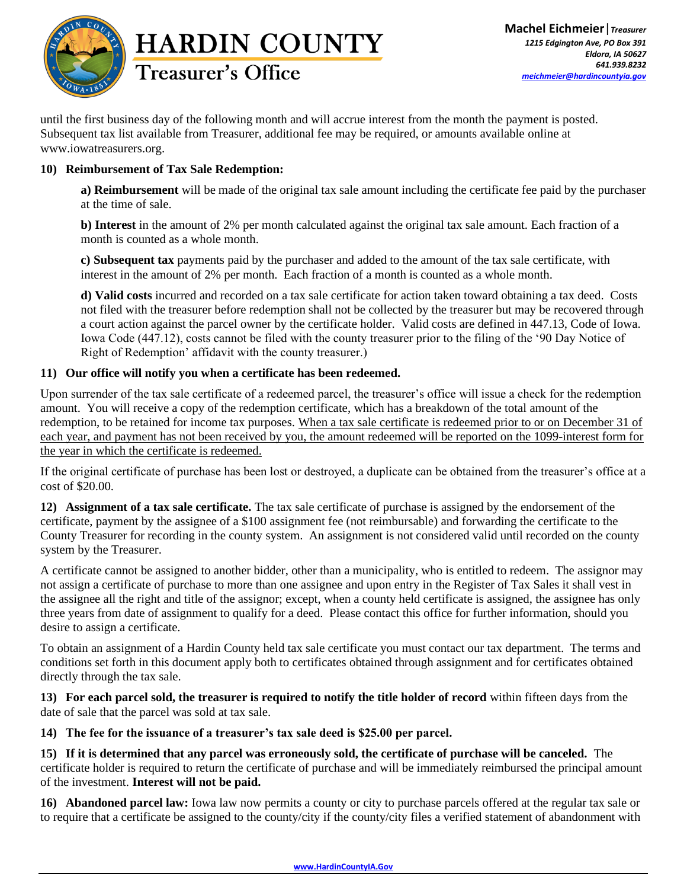until the first business day of the following month and will accrue interest from the month the payment is posted. Subsequent tax list available from Treasurer, additional fee may be required, or amounts available online at www.iowatreasurers.org.

**10) Reimbursement of Tax Sale Redemption:**

**a) Reimbursement** will be made of the original tax sale amount including the certificate fee paid by the purchaser at the time of sale.

**b) Interest** in the amount of 2% per month calculated against the original tax sale amount. Each fraction of a month is counted as a whole month.

**c) Subsequent tax** payments paid by the purchaser and added to the amount of the tax sale certificate, with interest in the amount of 2% per month. Each fraction of a month is counted as a whole month.

**d) Valid costs** incurred and recorded on a tax sale certificate for action taken toward obtaining a tax deed. Costs not filed with the treasurer before redemption shall not be collected by the treasurer but may be recovered through a court action against the parcel owner by the certificate holder. Valid costs are defined in 447.13, Code of Iowa. Iowa Code (447.12), costs cannot be filed with the county treasurer prior to the filing of the '90 Day Notice of Right of Redemption' affidavit with the county treasurer.)

**11) Our office will notify you when a certificate has been redeemed.**

Upon surrender of the tax sale certificate of a redeemed parcel, the treasurer's office will issue a check for the redemption amount. You will receive a copy of the redemption certificate, which has a breakdown of the total amount of the redemption, to be retained for income tax purposes. <u>When a tax sale certificate is redeemed prior to or on December 31 of each year, and payment has not been received by you, the amount redeemed will be reported on the 1099-interest form for the year in which the certificate is redeemed.</u>

If the original certificate of purchase has been lost or destroyed, a duplicate can be obtained from the treasurer's office at a cost of $20.00.

**12) Assignment of a tax sale certificate.** The tax sale certificate of purchase is assigned by the endorsement of the certificate, payment by the assignee of a $100 assignment fee (not reimbursable) and forwarding the certificate to the County Treasurer for recording in the county system. An assignment is not considered valid until recorded on the county system by the Treasurer.

A certificate cannot be assigned to another bidder, other than a municipality, who is entitled to redeem. The assignor may not assign a certificate of purchase to more than one assignee and upon entry in the Register of Tax Sales it shall vest in the assignee all the right and title of the assignor; except, when a county held certificate is assigned, the assignee has only three years from date of assignment to qualify for a deed. Please contact this office for further information, should you desire to assign a certificate.

To obtain an assignment of a Hardin County held tax sale certificate you must contact our tax department. The terms and conditions set forth in this document apply both to certificates obtained through assignment and for certificates obtained directly through the tax sale.

**13) For each parcel sold, the treasurer is required to notify the title holder of record** within fifteen days from the date of sale that the parcel was sold at tax sale.

**14) The fee for the issuance of a treasurer's tax sale deed is $25.00 per parcel.**

**15) If it is determined that any parcel was erroneously sold, the certificate of purchase will be canceled.** The certificate holder is required to return the certificate of purchase and will be immediately reimbursed the principal amount of the investment. **Interest will not be paid.**

**16) Abandoned parcel law:** Iowa law now permits a county or city to purchase parcels offered at the regular tax sale or to require that a certificate be assigned to the county/city if the county/city files a verified statement of abandonment with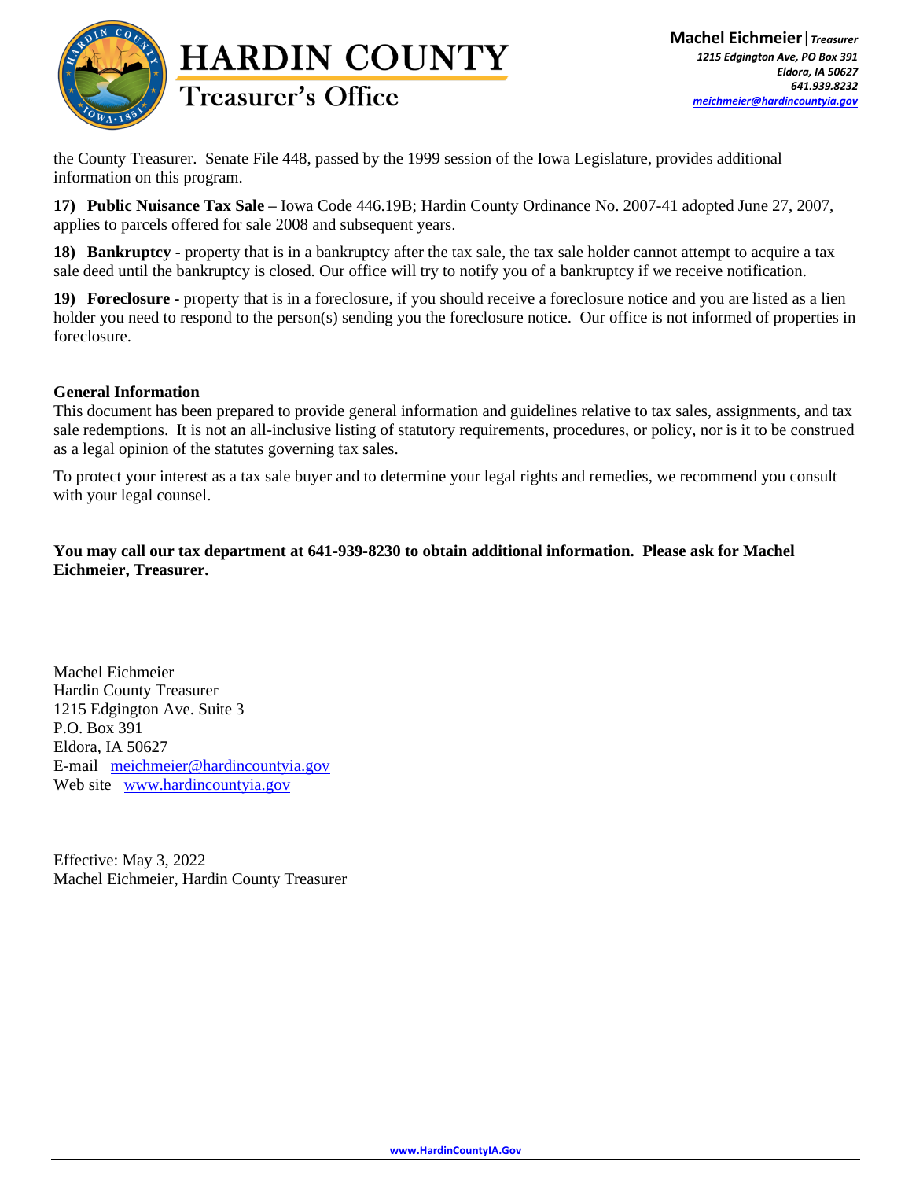the County Treasurer. Senate File 448, passed by the 1999 session of the Iowa Legislature, provides additional information on this program.

**17) Public Nuisance Tax Sale –** Iowa Code 446.19B; Hardin County Ordinance No. 2007-41 adopted June 27, 2007, applies to parcels offered for sale 2008 and subsequent years.

**18) Bankruptcy -** property that is in a bankruptcy after the tax sale, the tax sale holder cannot attempt to acquire a tax sale deed until the bankruptcy is closed. Our office will try to notify you of a bankruptcy if we receive notification.

**19) Foreclosure -** property that is in a foreclosure, if you should receive a foreclosure notice and you are listed as a lien holder you need to respond to the person(s) sending you the foreclosure notice. Our office is not informed of properties in foreclosure.

**General Information**

This document has been prepared to provide general information and guidelines relative to tax sales, assignments, and tax sale redemptions. It is not an all-inclusive listing of statutory requirements, procedures, or policy, nor is it to be construed as a legal opinion of the statutes governing tax sales.

To protect your interest as a tax sale buyer and to determine your legal rights and remedies, we recommend you consult with your legal counsel.

**You may call our tax department at 641-939-8230 to obtain additional information. Please ask for Machel Eichmeier, Treasurer.**

Machel Eichmeier
Hardin County Treasurer
1215 Edgington Ave. Suite 3
P.O. Box 391
Eldora, IA 50627
E-mail meichmeier@hardincountyia.gov
Web site www.hardincountyia.gov

Effective: May 3, 2022
Machel Eichmeier, Hardin County Treasurer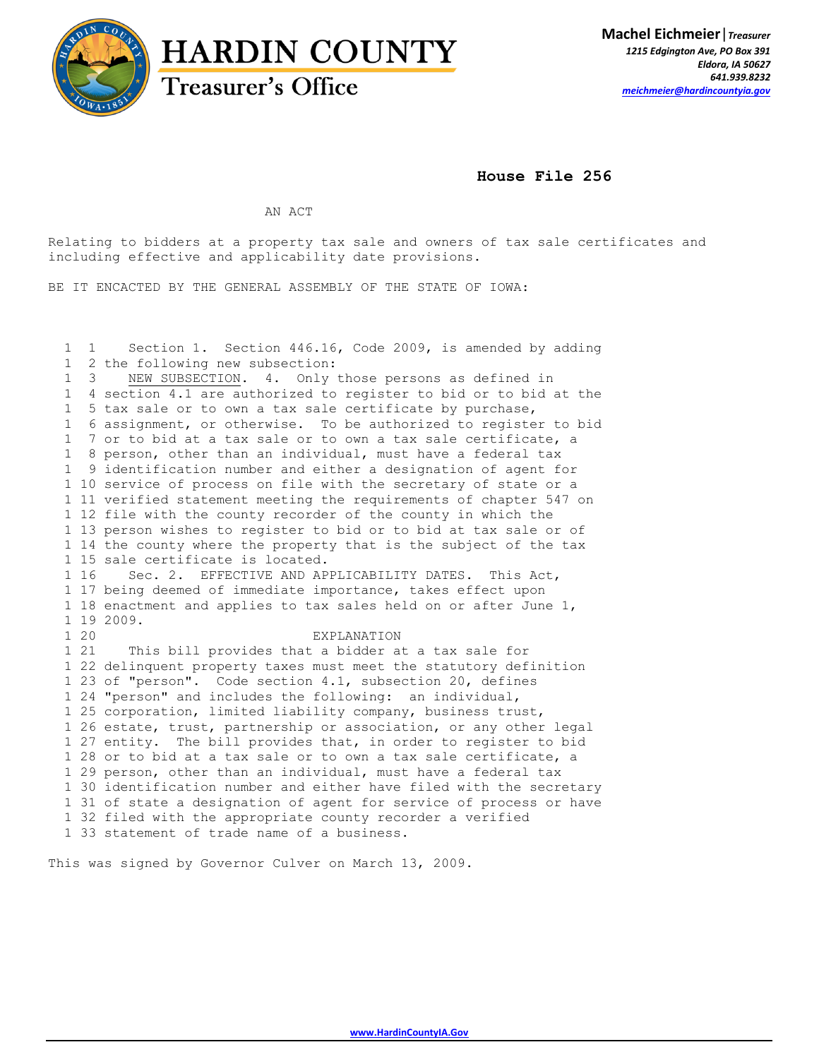# HARDIN COUNTY
## Treasurer's Office

**Machel Eichmeier** | *Treasurer*
*1215 Edgington Ave, PO Box 391*
*Eldora, IA 50627*
*641.939.8232*
*meichmeier@hardincountyia.gov*

**House File 256**

AN ACT

Relating to bidders at a property tax sale and owners of tax sale certificates and including effective and applicability date provisions.

BE IT ENCACTED BY THE GENERAL ASSEMBLY OF THE STATE OF IOWA:

```
  1  1    Section 1.  Section 446.16, Code 2009, is amended by adding
  1  2 the following new subsection:
  1  3    NEW SUBSECTION.  4.  Only those persons as defined in
  1  4 section 4.1 are authorized to register to bid or to bid at the
  1  5 tax sale or to own a tax sale certificate by purchase,
  1  6 assignment, or otherwise.  To be authorized to register to bid
  1  7 or to bid at a tax sale or to own a tax sale certificate, a
  1  8 person, other than an individual, must have a federal tax
  1  9 identification number and either a designation of agent for
  1 10 service of process on file with the secretary of state or a
  1 11 verified statement meeting the requirements of chapter 547 on
  1 12 file with the county recorder of the county in which the
  1 13 person wishes to register to bid or to bid at tax sale or of
  1 14 the county where the property that is the subject of the tax
  1 15 sale certificate is located.
  1 16    Sec. 2.  EFFECTIVE AND APPLICABILITY DATES.  This Act,
  1 17 being deemed of immediate importance, takes effect upon
  1 18 enactment and applies to tax sales held on or after June 1,
  1 19 2009.
  1 20                           EXPLANATION
  1 21    This bill provides that a bidder at a tax sale for
  1 22 delinquent property taxes must meet the statutory definition
  1 23 of "person".  Code section 4.1, subsection 20, defines
  1 24 "person" and includes the following:  an individual,
  1 25 corporation, limited liability company, business trust,
  1 26 estate, trust, partnership or association, or any other legal
  1 27 entity.  The bill provides that, in order to register to bid
  1 28 or to bid at a tax sale or to own a tax sale certificate, a
  1 29 person, other than an individual, must have a federal tax
  1 30 identification number and either have filed with the secretary
  1 31 of state a designation of agent for service of process or have
  1 32 filed with the appropriate county recorder a verified
  1 33 statement of trade name of a business.
```

This was signed by Governor Culver on March 13, 2009.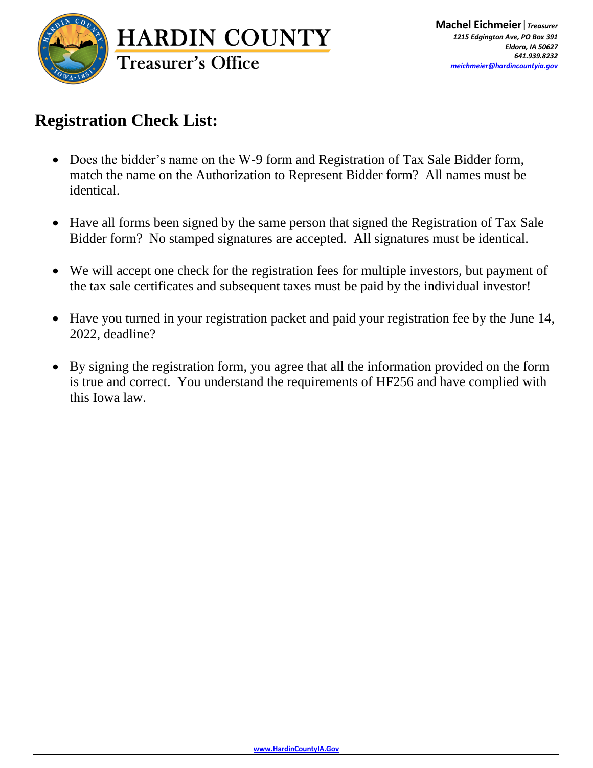# HARDIN COUNTY

Treasurer's Office

**Machel Eichmeier** | *Treasurer*
*1215 Edgington Ave, PO Box 391*
*Eldora, IA 50627*
*641.939.8232*
*meichmeier@hardincountyia.gov*

## Registration Check List:

- Does the bidder's name on the W-9 form and Registration of Tax Sale Bidder form, match the name on the Authorization to Represent Bidder form? All names must be identical.
- Have all forms been signed by the same person that signed the Registration of Tax Sale Bidder form? No stamped signatures are accepted. All signatures must be identical.
- We will accept one check for the registration fees for multiple investors, but payment of the tax sale certificates and subsequent taxes must be paid by the individual investor!
- Have you turned in your registration packet and paid your registration fee by the June 14, 2022, deadline?
- By signing the registration form, you agree that all the information provided on the form is true and correct. You understand the requirements of HF256 and have complied with this Iowa law.

www.HardinCountyIA.Gov